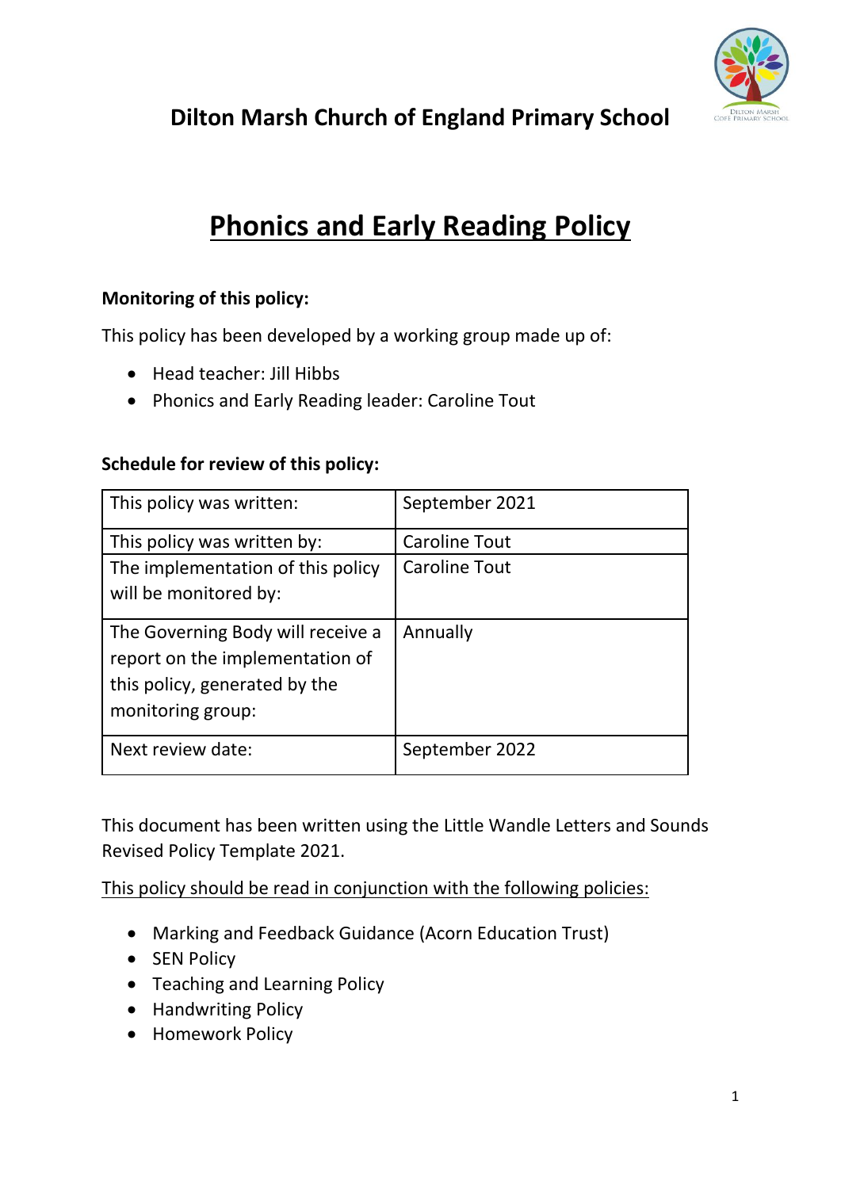## Dilton Marsh Church of England Primary School

# Phonics and Early Reading Policy

**Monitoring of this policy:**

This policy has been developed by a working group made up of:

- Head teacher: Jill Hibbs
- Phonics and Early Reading leader: Caroline Tout

**Schedule for review of this policy:**

| | |
|---|---|
| This policy was written: | September 2021 |
| This policy was written by: | Caroline Tout |
| The implementation of this policy will be monitored by: | Caroline Tout |
| The Governing Body will receive a report on the implementation of this policy, generated by the monitoring group: | Annually |
| Next review date: | September 2022 |

This document has been written using the Little Wandle Letters and Sounds Revised Policy Template 2021.

This policy should be read in conjunction with the following policies:

- Marking and Feedback Guidance (Acorn Education Trust)
- SEN Policy
- Teaching and Learning Policy
- Handwriting Policy
- Homework Policy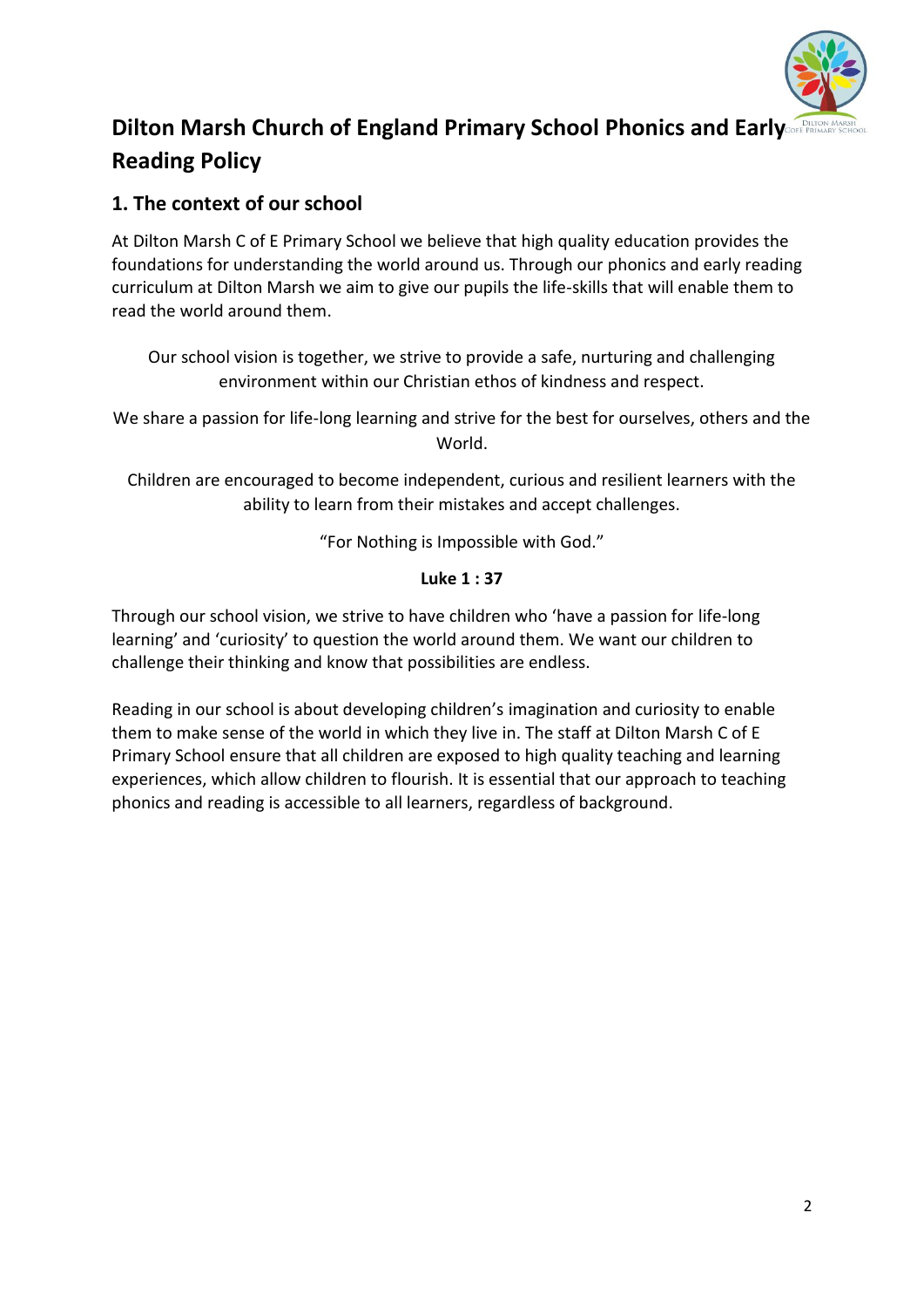# Dilton Marsh Church of England Primary School Phonics and Early Reading Policy

## 1. The context of our school

At Dilton Marsh C of E Primary School we believe that high quality education provides the foundations for understanding the world around us. Through our phonics and early reading curriculum at Dilton Marsh we aim to give our pupils the life-skills that will enable them to read the world around them.

Our school vision is together, we strive to provide a safe, nurturing and challenging environment within our Christian ethos of kindness and respect.

We share a passion for life-long learning and strive for the best for ourselves, others and the World.

Children are encouraged to become independent, curious and resilient learners with the ability to learn from their mistakes and accept challenges.

"For Nothing is Impossible with God."

**Luke 1 : 37**

Through our school vision, we strive to have children who 'have a passion for life-long learning' and 'curiosity' to question the world around them. We want our children to challenge their thinking and know that possibilities are endless.

Reading in our school is about developing children's imagination and curiosity to enable them to make sense of the world in which they live in. The staff at Dilton Marsh C of E Primary School ensure that all children are exposed to high quality teaching and learning experiences, which allow children to flourish. It is essential that our approach to teaching phonics and reading is accessible to all learners, regardless of background.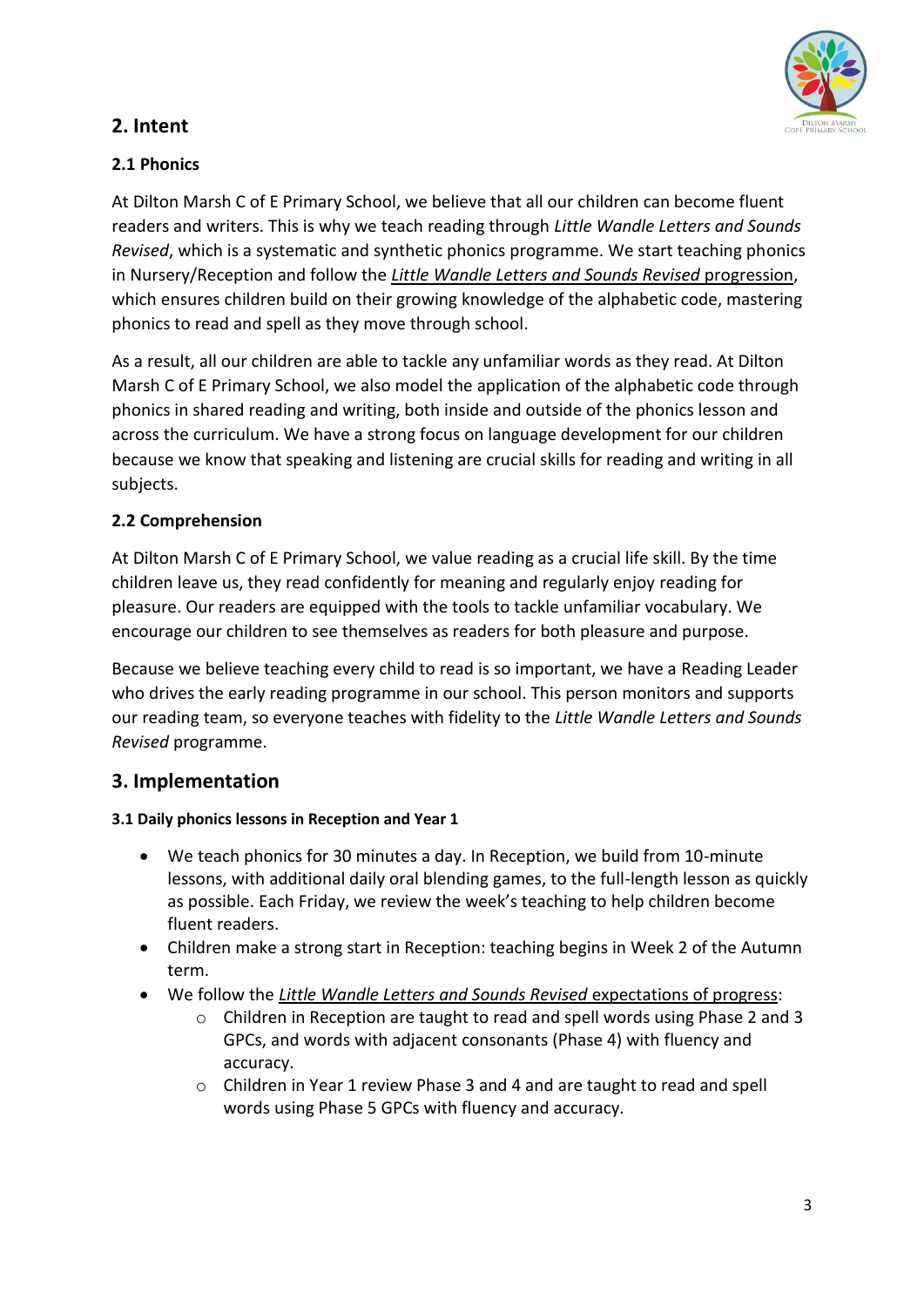## 2. Intent

### 2.1 Phonics

At Dilton Marsh C of E Primary School, we believe that all our children can become fluent readers and writers. This is why we teach reading through *Little Wandle Letters and Sounds Revised*, which is a systematic and synthetic phonics programme. We start teaching phonics in Nursery/Reception and follow the *Little Wandle Letters and Sounds Revised* progression, which ensures children build on their growing knowledge of the alphabetic code, mastering phonics to read and spell as they move through school.

As a result, all our children are able to tackle any unfamiliar words as they read. At Dilton Marsh C of E Primary School, we also model the application of the alphabetic code through phonics in shared reading and writing, both inside and outside of the phonics lesson and across the curriculum. We have a strong focus on language development for our children because we know that speaking and listening are crucial skills for reading and writing in all subjects.

### 2.2 Comprehension

At Dilton Marsh C of E Primary School, we value reading as a crucial life skill. By the time children leave us, they read confidently for meaning and regularly enjoy reading for pleasure. Our readers are equipped with the tools to tackle unfamiliar vocabulary. We encourage our children to see themselves as readers for both pleasure and purpose.

Because we believe teaching every child to read is so important, we have a Reading Leader who drives the early reading programme in our school. This person monitors and supports our reading team, so everyone teaches with fidelity to the *Little Wandle Letters and Sounds Revised* programme.

## 3. Implementation

#### 3.1 Daily phonics lessons in Reception and Year 1

- We teach phonics for 30 minutes a day. In Reception, we build from 10-minute lessons, with additional daily oral blending games, to the full-length lesson as quickly as possible. Each Friday, we review the week's teaching to help children become fluent readers.
- Children make a strong start in Reception: teaching begins in Week 2 of the Autumn term.
- We follow the *Little Wandle Letters and Sounds Revised* expectations of progress:
  - Children in Reception are taught to read and spell words using Phase 2 and 3 GPCs, and words with adjacent consonants (Phase 4) with fluency and accuracy.
  - Children in Year 1 review Phase 3 and 4 and are taught to read and spell words using Phase 5 GPCs with fluency and accuracy.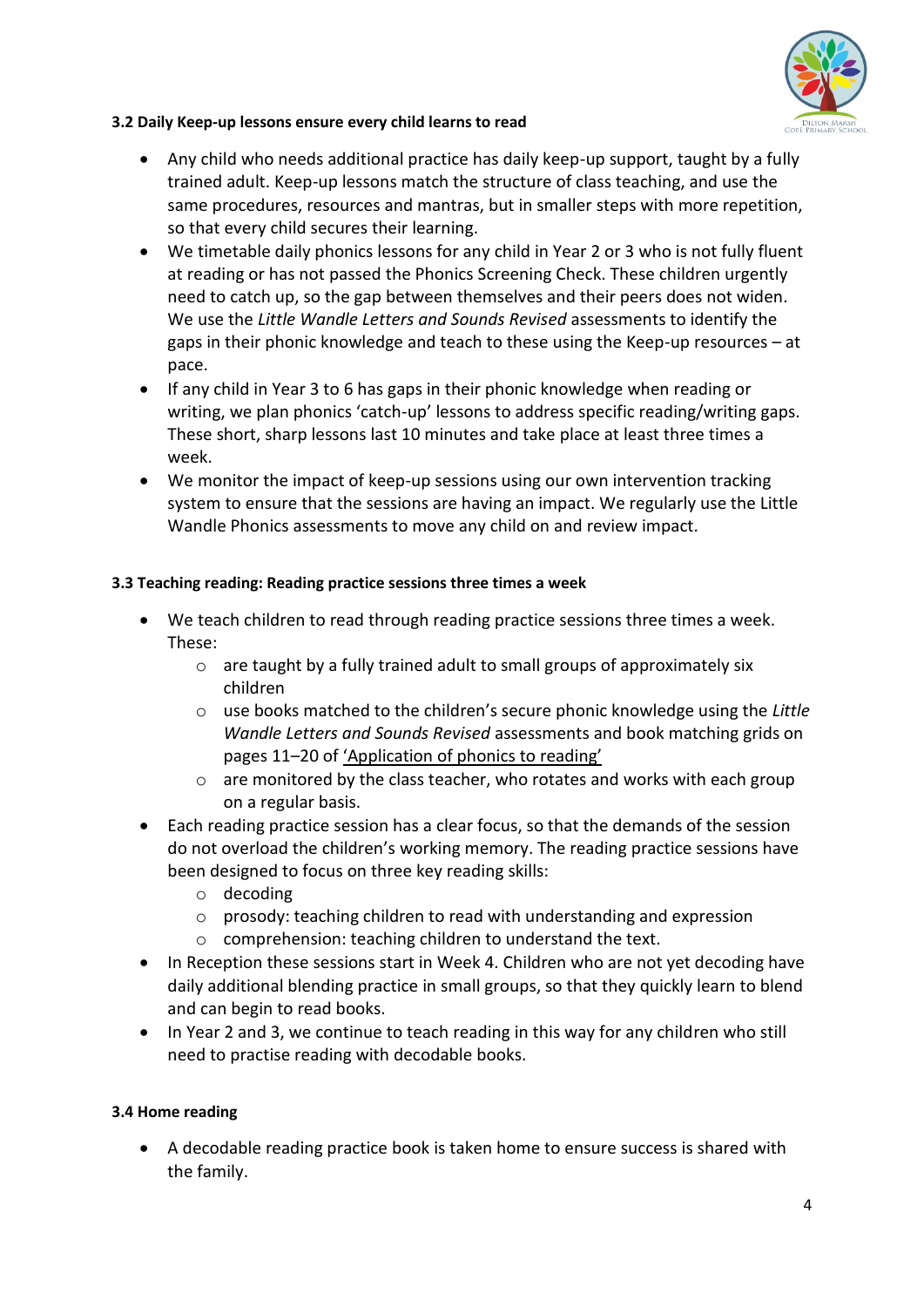**3.2 Daily Keep-up lessons ensure every child learns to read**

- Any child who needs additional practice has daily keep-up support, taught by a fully trained adult. Keep-up lessons match the structure of class teaching, and use the same procedures, resources and mantras, but in smaller steps with more repetition, so that every child secures their learning.
- We timetable daily phonics lessons for any child in Year 2 or 3 who is not fully fluent at reading or has not passed the Phonics Screening Check. These children urgently need to catch up, so the gap between themselves and their peers does not widen. We use the *Little Wandle Letters and Sounds Revised* assessments to identify the gaps in their phonic knowledge and teach to these using the Keep-up resources – at pace.
- If any child in Year 3 to 6 has gaps in their phonic knowledge when reading or writing, we plan phonics 'catch-up' lessons to address specific reading/writing gaps. These short, sharp lessons last 10 minutes and take place at least three times a week.
- We monitor the impact of keep-up sessions using our own intervention tracking system to ensure that the sessions are having an impact. We regularly use the Little Wandle Phonics assessments to move any child on and review impact.

**3.3 Teaching reading: Reading practice sessions three times a week**

- We teach children to read through reading practice sessions three times a week. These:
  - are taught by a fully trained adult to small groups of approximately six children
  - use books matched to the children's secure phonic knowledge using the *Little Wandle Letters and Sounds Revised* assessments and book matching grids on pages 11–20 of 'Application of phonics to reading'
  - are monitored by the class teacher, who rotates and works with each group on a regular basis.
- Each reading practice session has a clear focus, so that the demands of the session do not overload the children's working memory. The reading practice sessions have been designed to focus on three key reading skills:
  - decoding
  - prosody: teaching children to read with understanding and expression
  - comprehension: teaching children to understand the text.
- In Reception these sessions start in Week 4. Children who are not yet decoding have daily additional blending practice in small groups, so that they quickly learn to blend and can begin to read books.
- In Year 2 and 3, we continue to teach reading in this way for any children who still need to practise reading with decodable books.

**3.4 Home reading**

- A decodable reading practice book is taken home to ensure success is shared with the family.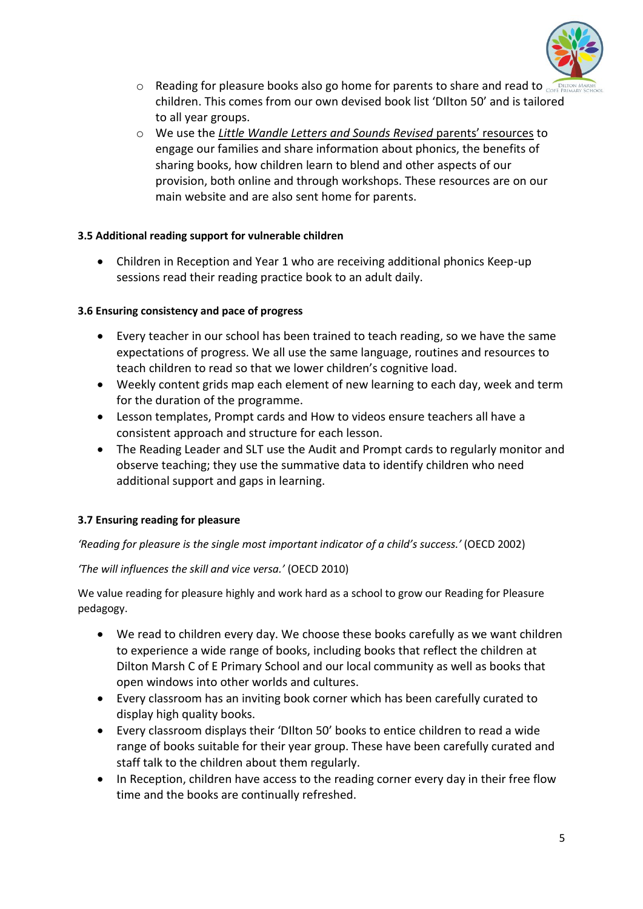- Reading for pleasure books also go home for parents to share and read to children. This comes from our own devised book list 'DIlton 50' and is tailored to all year groups.
- We use the *Little Wandle Letters and Sounds Revised* parents' resources to engage our families and share information about phonics, the benefits of sharing books, how children learn to blend and other aspects of our provision, both online and through workshops. These resources are on our main website and are also sent home for parents.

**3.5 Additional reading support for vulnerable children**

- Children in Reception and Year 1 who are receiving additional phonics Keep-up sessions read their reading practice book to an adult daily.

**3.6 Ensuring consistency and pace of progress**

- Every teacher in our school has been trained to teach reading, so we have the same expectations of progress. We all use the same language, routines and resources to teach children to read so that we lower children's cognitive load.
- Weekly content grids map each element of new learning to each day, week and term for the duration of the programme.
- Lesson templates, Prompt cards and How to videos ensure teachers all have a consistent approach and structure for each lesson.
- The Reading Leader and SLT use the Audit and Prompt cards to regularly monitor and observe teaching; they use the summative data to identify children who need additional support and gaps in learning.

**3.7 Ensuring reading for pleasure**

*'Reading for pleasure is the single most important indicator of a child's success.'* (OECD 2002)

*'The will influences the skill and vice versa.'* (OECD 2010)

We value reading for pleasure highly and work hard as a school to grow our Reading for Pleasure pedagogy.

- We read to children every day. We choose these books carefully as we want children to experience a wide range of books, including books that reflect the children at Dilton Marsh C of E Primary School and our local community as well as books that open windows into other worlds and cultures.
- Every classroom has an inviting book corner which has been carefully curated to display high quality books.
- Every classroom displays their 'DIlton 50' books to entice children to read a wide range of books suitable for their year group. These have been carefully curated and staff talk to the children about them regularly.
- In Reception, children have access to the reading corner every day in their free flow time and the books are continually refreshed.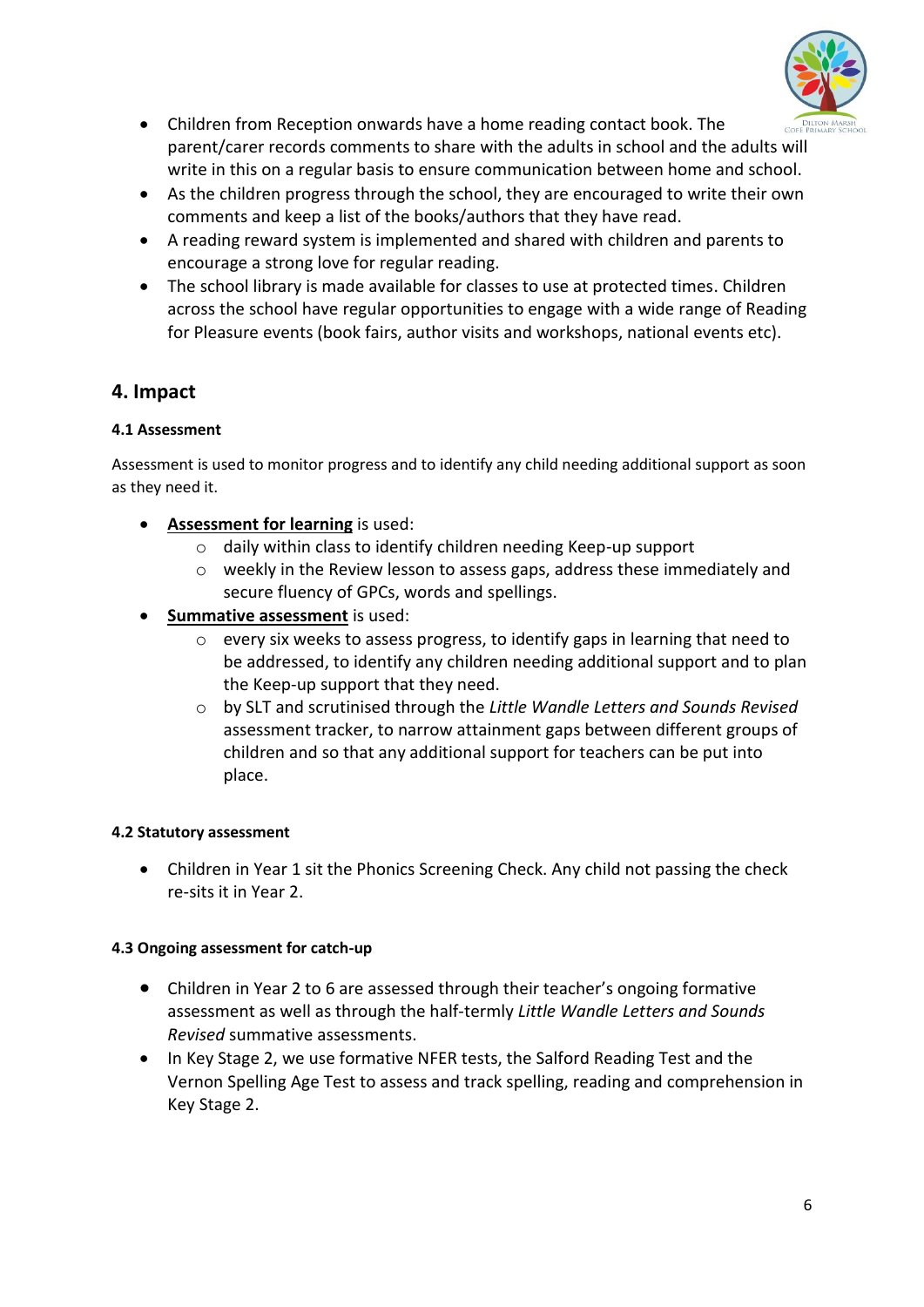- Children from Reception onwards have a home reading contact book. The parent/carer records comments to share with the adults in school and the adults will write in this on a regular basis to ensure communication between home and school.
- As the children progress through the school, they are encouraged to write their own comments and keep a list of the books/authors that they have read.
- A reading reward system is implemented and shared with children and parents to encourage a strong love for regular reading.
- The school library is made available for classes to use at protected times. Children across the school have regular opportunities to engage with a wide range of Reading for Pleasure events (book fairs, author visits and workshops, national events etc).

## 4. Impact

### 4.1 Assessment

Assessment is used to monitor progress and to identify any child needing additional support as soon as they need it.

- **Assessment for learning** is used:
  - daily within class to identify children needing Keep-up support
  - weekly in the Review lesson to assess gaps, address these immediately and secure fluency of GPCs, words and spellings.
- **Summative assessment** is used:
  - every six weeks to assess progress, to identify gaps in learning that need to be addressed, to identify any children needing additional support and to plan the Keep-up support that they need.
  - by SLT and scrutinised through the *Little Wandle Letters and Sounds Revised* assessment tracker, to narrow attainment gaps between different groups of children and so that any additional support for teachers can be put into place.

### 4.2 Statutory assessment

- Children in Year 1 sit the Phonics Screening Check. Any child not passing the check re-sits it in Year 2.

### 4.3 Ongoing assessment for catch-up

- Children in Year 2 to 6 are assessed through their teacher's ongoing formative assessment as well as through the half-termly *Little Wandle Letters and Sounds Revised* summative assessments.
- In Key Stage 2, we use formative NFER tests, the Salford Reading Test and the Vernon Spelling Age Test to assess and track spelling, reading and comprehension in Key Stage 2.